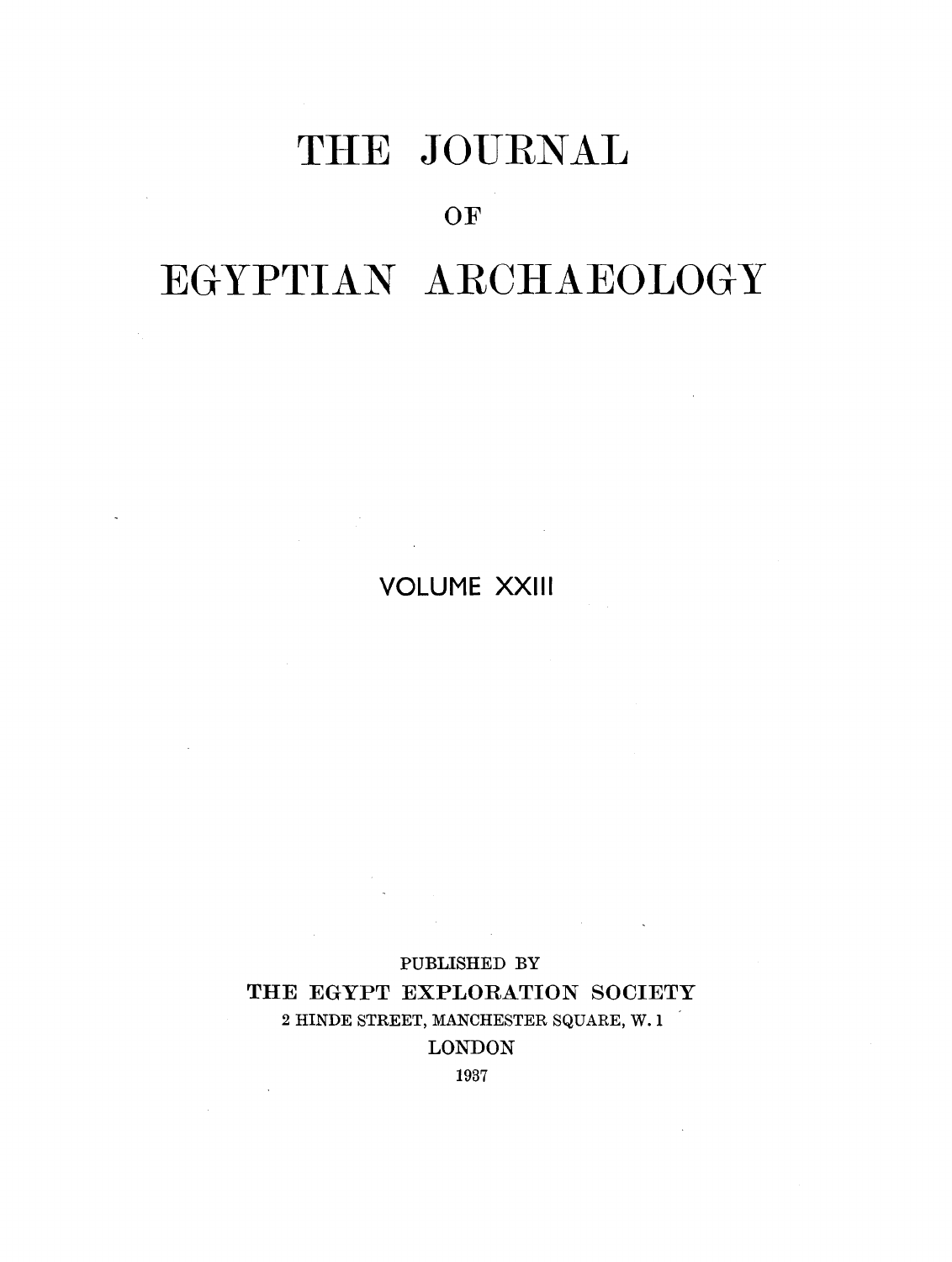# THE JOURNAL

OF

# EGYPTIAN ARCHAEOLOGY

VOLUME XXIII

PUBLISHED BY

THE EGYPT EXPLORATION SOCIETY

2 HINDE STREET, MANCHESTER SQUARE, W. 1

LONDON

1937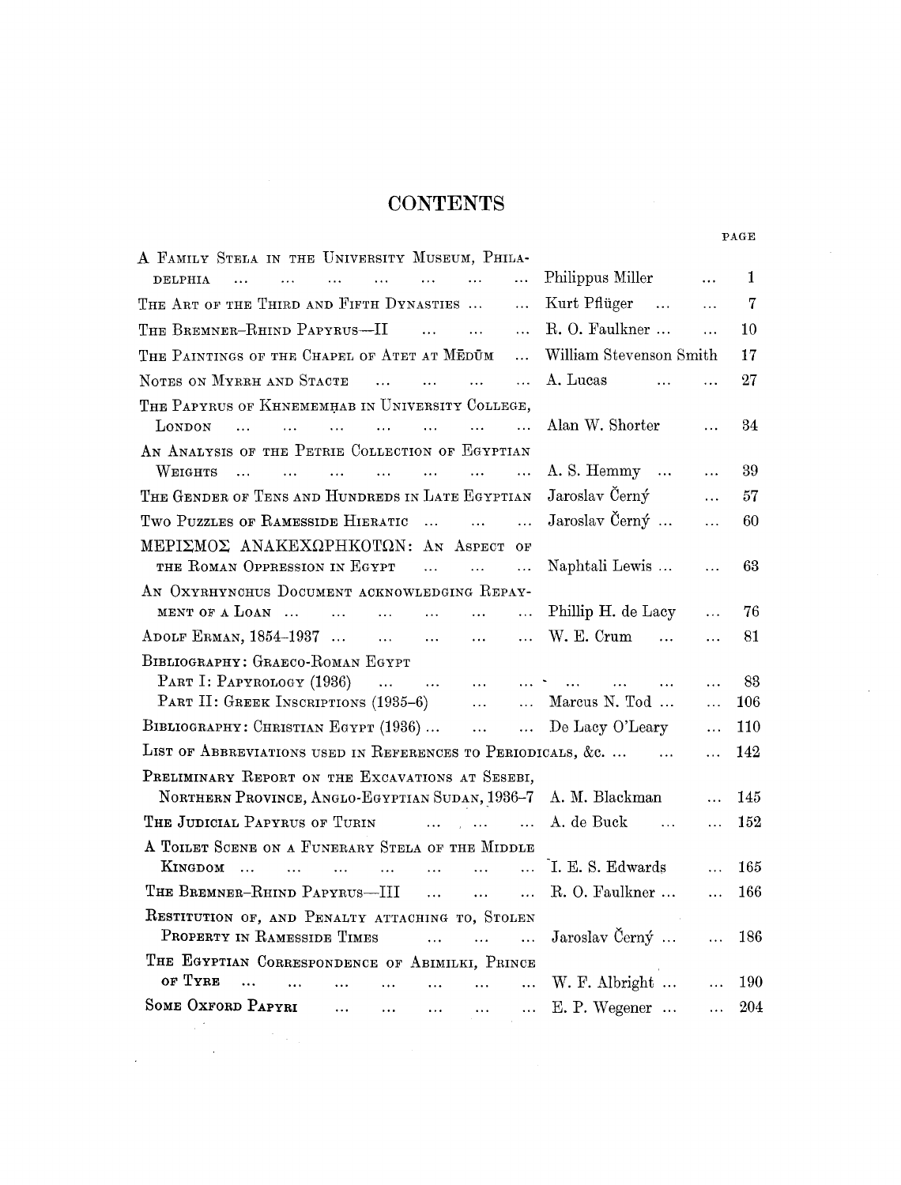# CONTENTS

| | | PAGE |
|---|---|---|
| A Family Stela in the University Museum, Philadelphia | Philippus Miller | 1 |
| The Art of the Third and Fifth Dynasties | Kurt Pflüger | 7 |
| The Bremner-Rhind Papyrus—II | R. O. Faulkner | 10 |
| The Paintings of the Chapel of Atet at Mēdūm | William Stevenson Smith | 17 |
| Notes on Myrrh and Stacte | A. Lucas | 27 |
| The Papyrus of Khnememḥab in University College, London | Alan W. Shorter | 34 |
| An Analysis of the Petrie Collection of Egyptian Weights | A. S. Hemmy | 39 |
| The Gender of Tens and Hundreds in Late Egyptian | Jaroslav Černý | 57 |
| Two Puzzles of Ramesside Hieratic | Jaroslav Černý | 60 |
| ΜΕΡΙΣΜΟΣ ΑΝΑΚΕΧΩΡΗΚΟΤΩΝ: An Aspect of the Roman Oppression in Egypt | Naphtali Lewis | 63 |
| An Oxyrhynchus Document acknowledging Repayment of a Loan | Phillip H. de Lacy | 76 |
| Adolf Erman, 1854–1937 | W. E. Crum | 81 |
| Bibliography: Graeco-Roman Egypt | | |
| Part I: Papyrology (1936) | | 83 |
| Part II: Greek Inscriptions (1935–6) | Marcus N. Tod | 106 |
| Bibliography: Christian Egypt (1936) | De Lacy O'Leary | 110 |
| List of Abbreviations used in References to Periodicals, &c. | | 142 |
| Preliminary Report on the Excavations at Sesebi, Northern Province, Anglo-Egyptian Sudan, 1936–7 | A. M. Blackman | 145 |
| The Judicial Papyrus of Turin | A. de Buck | 152 |
| A Toilet Scene on a Funerary Stela of the Middle Kingdom | I. E. S. Edwards | 165 |
| The Bremner-Rhind Papyrus—III | R. O. Faulkner | 166 |
| Restitution of, and Penalty attaching to, Stolen Property in Ramesside Times | Jaroslav Černý | 186 |
| The Egyptian Correspondence of Abimilki, Prince of Tyre | W. F. Albright | 190 |
| Some Oxford Papyri | E. P. Wegener | 204 |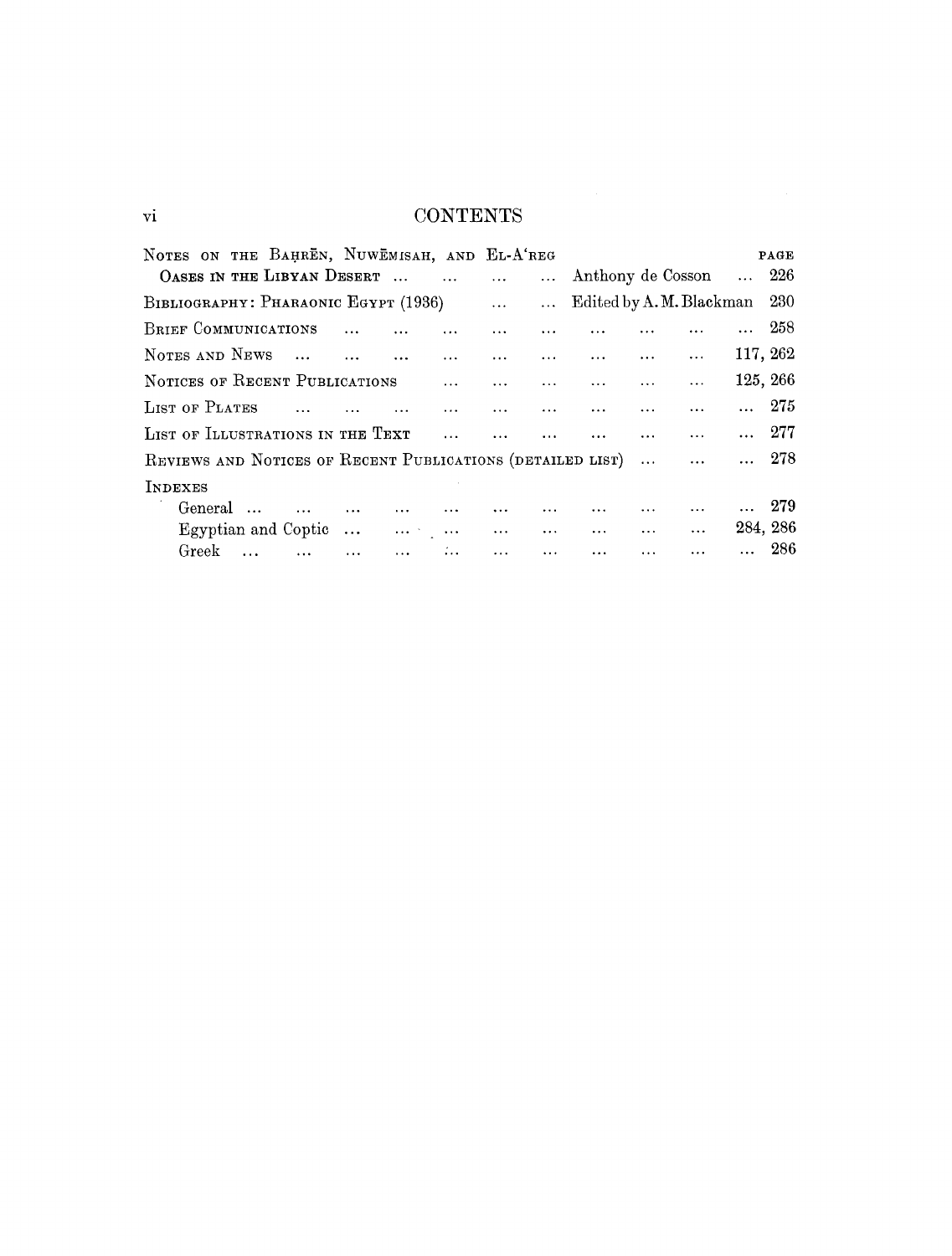# CONTENTS

| | | PAGE |
|---|---|---|
| NOTES ON THE BAḤRĒN, NUWĒMISAH, AND EL-A'REG OASES IN THE LIBYAN DESERT | Anthony de Cosson | 226 |
| BIBLIOGRAPHY: PHARAONIC EGYPT (1936) | Edited by A. M. Blackman | 230 |
| BRIEF COMMUNICATIONS | | 258 |
| NOTES AND NEWS | | 117, 262 |
| NOTICES OF RECENT PUBLICATIONS | | 125, 266 |
| LIST OF PLATES | | 275 |
| LIST OF ILLUSTRATIONS IN THE TEXT | | 277 |
| REVIEWS AND NOTICES OF RECENT PUBLICATIONS (DETAILED LIST) | | 278 |
| INDEXES | | |
| General | | 279 |
| Egyptian and Coptic | | 284, 286 |
| Greek | | 286 |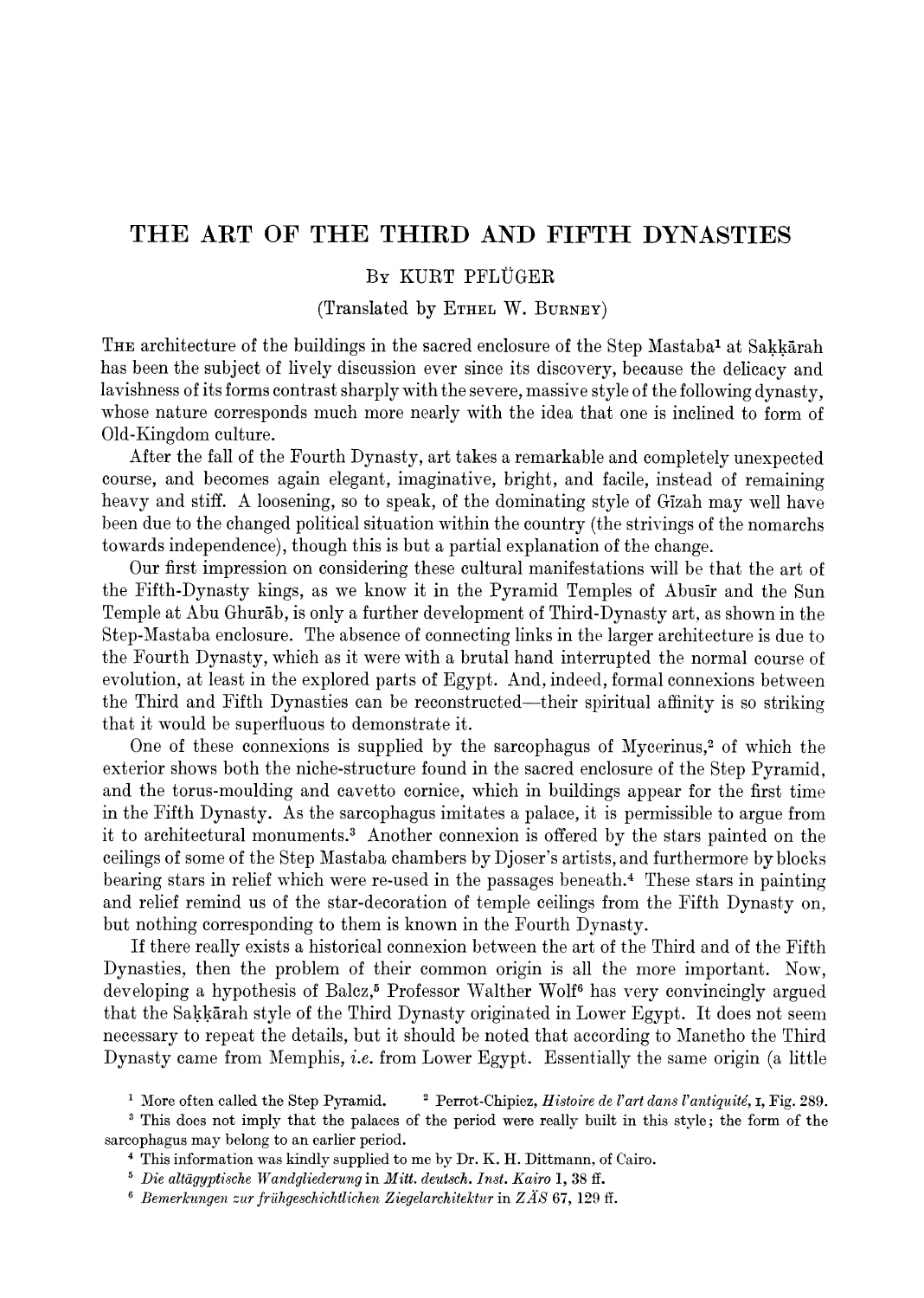# THE ART OF THE THIRD AND FIFTH DYNASTIES

By KURT PFLÜGER

(Translated by ETHEL W. BURNEY)

THE architecture of the buildings in the sacred enclosure of the Step Mastaba[1] at Saḳḳārah has been the subject of lively discussion ever since its discovery, because the delicacy and lavishness of its forms contrast sharply with the severe, massive style of the following dynasty, whose nature corresponds much more nearly with the idea that one is inclined to form of Old-Kingdom culture.

After the fall of the Fourth Dynasty, art takes a remarkable and completely unexpected course, and becomes again elegant, imaginative, bright, and facile, instead of remaining heavy and stiff. A loosening, so to speak, of the dominating style of Gīzah may well have been due to the changed political situation within the country (the strivings of the nomarchs towards independence), though this is but a partial explanation of the change.

Our first impression on considering these cultural manifestations will be that the art of the Fifth-Dynasty kings, as we know it in the Pyramid Temples of Abusīr and the Sun Temple at Abu Ghurāb, is only a further development of Third-Dynasty art, as shown in the Step-Mastaba enclosure. The absence of connecting links in the larger architecture is due to the Fourth Dynasty, which as it were with a brutal hand interrupted the normal course of evolution, at least in the explored parts of Egypt. And, indeed, formal connexions between the Third and Fifth Dynasties can be reconstructed—their spiritual affinity is so striking that it would be superfluous to demonstrate it.

One of these connexions is supplied by the sarcophagus of Mycerinus,[2] of which the exterior shows both the niche-structure found in the sacred enclosure of the Step Pyramid, and the torus-moulding and cavetto cornice, which in buildings appear for the first time in the Fifth Dynasty. As the sarcophagus imitates a palace, it is permissible to argue from it to architectural monuments.[3] Another connexion is offered by the stars painted on the ceilings of some of the Step Mastaba chambers by Djoser's artists, and furthermore by blocks bearing stars in relief which were re-used in the passages beneath.[4] These stars in painting and relief remind us of the star-decoration of temple ceilings from the Fifth Dynasty on, but nothing corresponding to them is known in the Fourth Dynasty.

If there really exists a historical connexion between the art of the Third and of the Fifth Dynasties, then the problem of their common origin is all the more important. Now, developing a hypothesis of Balcz,[5] Professor Walther Wolf[6] has very convincingly argued that the Saḳḳārah style of the Third Dynasty originated in Lower Egypt. It does not seem necessary to repeat the details, but it should be noted that according to Manetho the Third Dynasty came from Memphis, *i.e.* from Lower Egypt. Essentially the same origin (a little

---

[1] More often called the Step Pyramid.  [2] Perrot-Chipiez, *Histoire de l'art dans l'antiquité*, I, Fig. 289.

[3] This does not imply that the palaces of the period were really built in this style; the form of the sarcophagus may belong to an earlier period.

[4] This information was kindly supplied to me by Dr. K. H. Dittmann, of Cairo.

[5] *Die altägyptische Wandgliederung* in *Mitt. deutsch. Inst. Kairo* 1, 38 ff.

[6] *Bemerkungen zur frühgeschichtlichen Ziegelarchitektur* in *ZÄS* 67, 129 ff.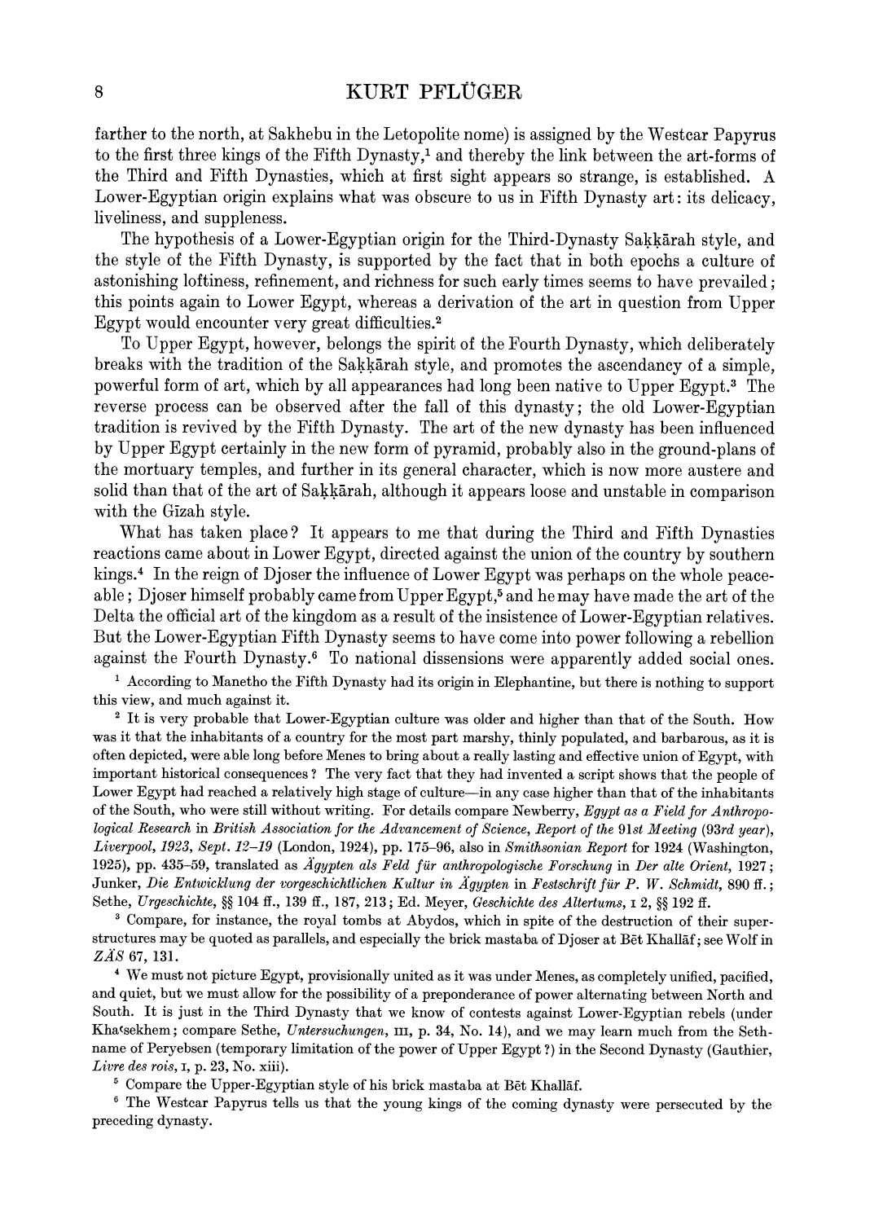farther to the north, at Sakhebu in the Letopolite nome) is assigned by the Westcar Papyrus to the first three kings of the Fifth Dynasty,[1] and thereby the link between the art-forms of the Third and Fifth Dynasties, which at first sight appears so strange, is established. A Lower-Egyptian origin explains what was obscure to us in Fifth Dynasty art: its delicacy, liveliness, and suppleness.

The hypothesis of a Lower-Egyptian origin for the Third-Dynasty Saḳḳārah style, and the style of the Fifth Dynasty, is supported by the fact that in both epochs a culture of astonishing loftiness, refinement, and richness for such early times seems to have prevailed; this points again to Lower Egypt, whereas a derivation of the art in question from Upper Egypt would encounter very great difficulties.[2]

To Upper Egypt, however, belongs the spirit of the Fourth Dynasty, which deliberately breaks with the tradition of the Saḳḳārah style, and promotes the ascendancy of a simple, powerful form of art, which by all appearances had long been native to Upper Egypt.[3] The reverse process can be observed after the fall of this dynasty; the old Lower-Egyptian tradition is revived by the Fifth Dynasty. The art of the new dynasty has been influenced by Upper Egypt certainly in the new form of pyramid, probably also in the ground-plans of the mortuary temples, and further in its general character, which is now more austere and solid than that of the art of Saḳḳārah, although it appears loose and unstable in comparison with the Gīzah style.

What has taken place? It appears to me that during the Third and Fifth Dynasties reactions came about in Lower Egypt, directed against the union of the country by southern kings.[4] In the reign of Djoser the influence of Lower Egypt was perhaps on the whole peaceable; Djoser himself probably came from Upper Egypt,[5] and he may have made the art of the Delta the official art of the kingdom as a result of the insistence of Lower-Egyptian relatives. But the Lower-Egyptian Fifth Dynasty seems to have come into power following a rebellion against the Fourth Dynasty.[6] To national dissensions were apparently added social ones.

[1] According to Manetho the Fifth Dynasty had its origin in Elephantine, but there is nothing to support this view, and much against it.

[2] It is very probable that Lower-Egyptian culture was older and higher than that of the South. How was it that the inhabitants of a country for the most part marshy, thinly populated, and barbarous, as it is often depicted, were able long before Menes to bring about a really lasting and effective union of Egypt, with important historical consequences? The very fact that they had invented a script shows that the people of Lower Egypt had reached a relatively high stage of culture—in any case higher than that of the inhabitants of the South, who were still without writing. For details compare Newberry, *Egypt as a Field for Anthropological Research* in *British Association for the Advancement of Science, Report of the 91st Meeting (93rd year), Liverpool, 1923, Sept. 12–19* (London, 1924), pp. 175–96, also in *Smithsonian Report* for 1924 (Washington, 1925), pp. 435–59, translated as *Ägypten als Feld für anthropologische Forschung* in *Der alte Orient*, 1927; Junker, *Die Entwicklung der vorgeschichtlichen Kultur in Ägypten* in *Festschrift für P. W. Schmidt*, 890 ff.; Sethe, *Urgeschichte*, §§ 104 ff., 139 ff., 187, 213; Ed. Meyer, *Geschichte des Altertums*, I 2, §§ 192 ff.

[3] Compare, for instance, the royal tombs at Abydos, which in spite of the destruction of their superstructures may be quoted as parallels, and especially the brick mastaba of Djoser at Bēt Khallāf; see Wolf in *ZÄS* 67, 131.

[4] We must not picture Egypt, provisionally united as it was under Menes, as completely unified, pacified, and quiet, but we must allow for the possibility of a preponderance of power alternating between North and South. It is just in the Third Dynasty that we know of contests against Lower-Egyptian rebels (under Khaʿsekhem; compare Sethe, *Untersuchungen*, III, p. 34, No. 14), and we may learn much from the Seth-name of Peryebsen (temporary limitation of the power of Upper Egypt?) in the Second Dynasty (Gauthier, *Livre des rois*, I, p. 23, No. xiii).

[5] Compare the Upper-Egyptian style of his brick mastaba at Bēt Khallāf.

[6] The Westcar Papyrus tells us that the young kings of the coming dynasty were persecuted by the preceding dynasty.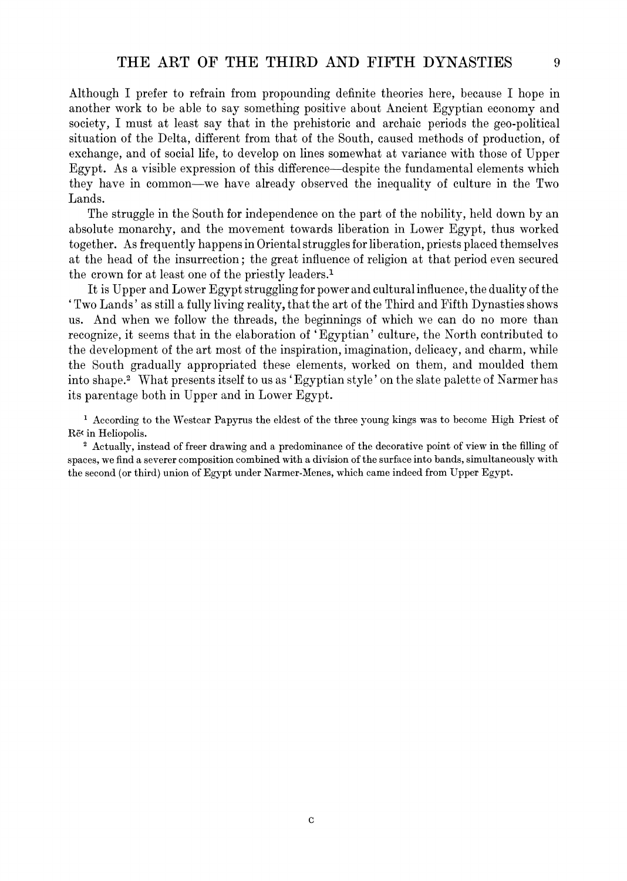Although I prefer to refrain from propounding definite theories here, because I hope in another work to be able to say something positive about Ancient Egyptian economy and society, I must at least say that in the prehistoric and archaic periods the geo-political situation of the Delta, different from that of the South, caused methods of production, of exchange, and of social life, to develop on lines somewhat at variance with those of Upper Egypt. As a visible expression of this difference—despite the fundamental elements which they have in common—we have already observed the inequality of culture in the Two Lands.

The struggle in the South for independence on the part of the nobility, held down by an absolute monarchy, and the movement towards liberation in Lower Egypt, thus worked together. As frequently happens in Oriental struggles for liberation, priests placed themselves at the head of the insurrection; the great influence of religion at that period even secured the crown for at least one of the priestly leaders.[1]

It is Upper and Lower Egypt struggling for power and cultural influence, the duality of the 'Two Lands' as still a fully living reality, that the art of the Third and Fifth Dynasties shows us. And when we follow the threads, the beginnings of which we can do no more than recognize, it seems that in the elaboration of 'Egyptian' culture, the North contributed to the development of the art most of the inspiration, imagination, delicacy, and charm, while the South gradually appropriated these elements, worked on them, and moulded them into shape.[2] What presents itself to us as 'Egyptian style' on the slate palette of Narmer has its parentage both in Upper and in Lower Egypt.

[1] According to the Westcar Papyrus the eldest of the three young kings was to become High Priest of Rēʿ in Heliopolis.

[2] Actually, instead of freer drawing and a predominance of the decorative point of view in the filling of spaces, we find a severer composition combined with a division of the surface into bands, simultaneously with the second (or third) union of Egypt under Narmer-Menes, which came indeed from Upper Egypt.